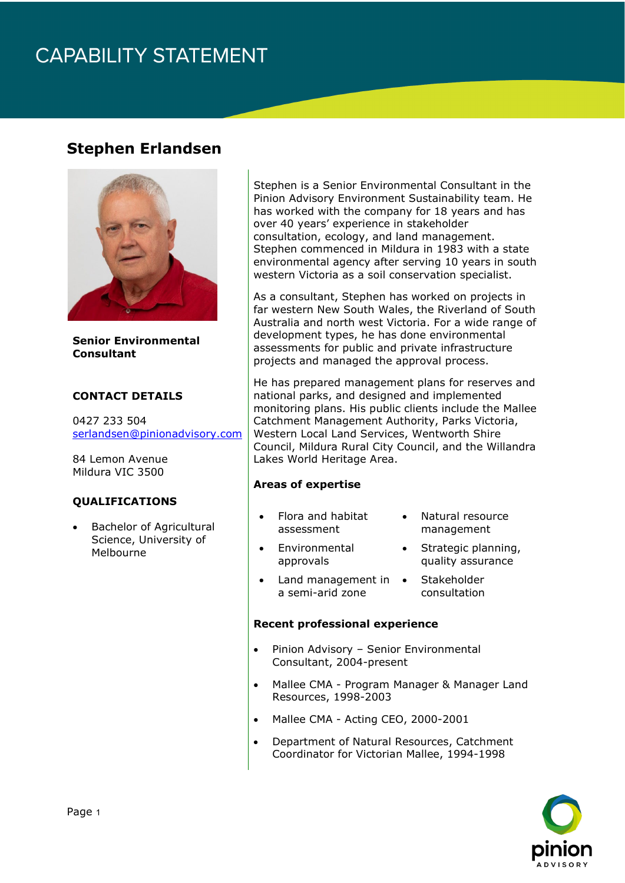# CAPABILITY STATEMENT

## Stephen Erlandsen

**Senior Environmental Consultant**

### CONTACT DETAILS

0427 233 504
serlandsen@pinionadvisory.com

84 Lemon Avenue
Mildura VIC 3500

### QUALIFICATIONS

- Bachelor of Agricultural Science, University of Melbourne

Stephen is a Senior Environmental Consultant in the Pinion Advisory Environment Sustainability team. He has worked with the company for 18 years and has over 40 years' experience in stakeholder consultation, ecology, and land management. Stephen commenced in Mildura in 1983 with a state environmental agency after serving 10 years in south western Victoria as a soil conservation specialist.

As a consultant, Stephen has worked on projects in far western New South Wales, the Riverland of South Australia and north west Victoria. For a wide range of development types, he has done environmental assessments for public and private infrastructure projects and managed the approval process.

He has prepared management plans for reserves and national parks, and designed and implemented monitoring plans. His public clients include the Mallee Catchment Management Authority, Parks Victoria, Western Local Land Services, Wentworth Shire Council, Mildura Rural City Council, and the Willandra Lakes World Heritage Area.

### Areas of expertise

- Flora and habitat assessment
- Environmental approvals
- Land management in a semi-arid zone
- Natural resource management
- Strategic planning, quality assurance
- Stakeholder consultation

### Recent professional experience

- Pinion Advisory – Senior Environmental Consultant, 2004-present
- Mallee CMA - Program Manager & Manager Land Resources, 1998-2003
- Mallee CMA - Acting CEO, 2000-2001
- Department of Natural Resources, Catchment Coordinator for Victorian Mallee, 1994-1998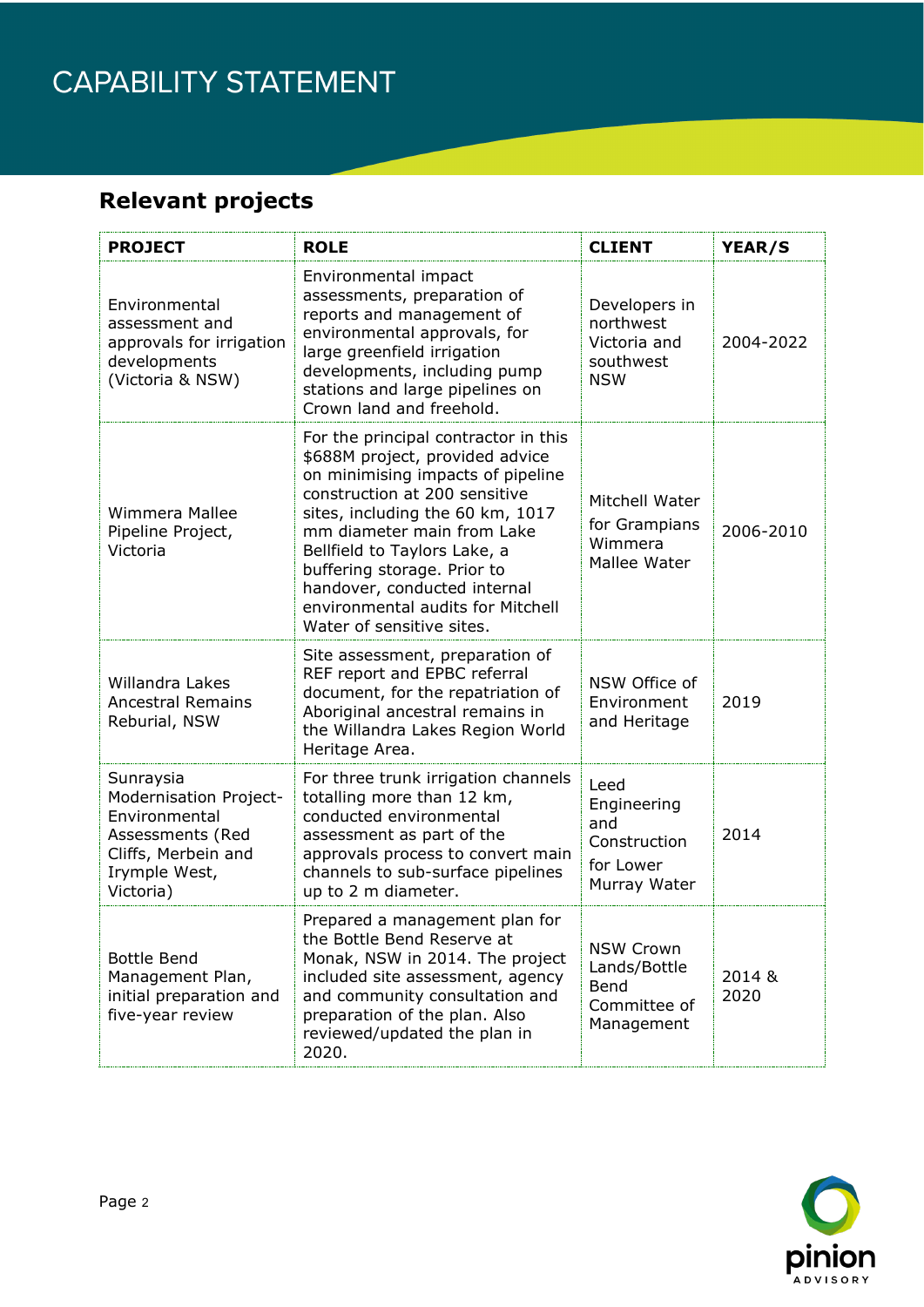# CAPABILITY STATEMENT

## Relevant projects

| PROJECT | ROLE | CLIENT | YEAR/S |
|---|---|---|---|
| Environmental assessment and approvals for irrigation developments (Victoria & NSW) | Environmental impact assessments, preparation of reports and management of environmental approvals, for large greenfield irrigation developments, including pump stations and large pipelines on Crown land and freehold. | Developers in northwest Victoria and southwest NSW | 2004-2022 |
| Wimmera Mallee Pipeline Project, Victoria | For the principal contractor in this $688M project, provided advice on minimising impacts of pipeline construction at 200 sensitive sites, including the 60 km, 1017 mm diameter main from Lake Bellfield to Taylors Lake, a buffering storage. Prior to handover, conducted internal environmental audits for Mitchell Water of sensitive sites. | Mitchell Water for Grampians Wimmera Mallee Water | 2006-2010 |
| Willandra Lakes Ancestral Remains Reburial, NSW | Site assessment, preparation of REF report and EPBC referral document, for the repatriation of Aboriginal ancestral remains in the Willandra Lakes Region World Heritage Area. | NSW Office of Environment and Heritage | 2019 |
| Sunraysia Modernisation Project- Environmental Assessments (Red Cliffs, Merbein and Irymple West, Victoria) | For three trunk irrigation channels totalling more than 12 km, conducted environmental assessment as part of the approvals process to convert main channels to sub-surface pipelines up to 2 m diameter. | Leed Engineering and Construction for Lower Murray Water | 2014 |
| Bottle Bend Management Plan, initial preparation and five-year review | Prepared a management plan for the Bottle Bend Reserve at Monak, NSW in 2014. The project included site assessment, agency and community consultation and preparation of the plan. Also reviewed/updated the plan in 2020. | NSW Crown Lands/Bottle Bend Committee of Management | 2014 & 2020 |